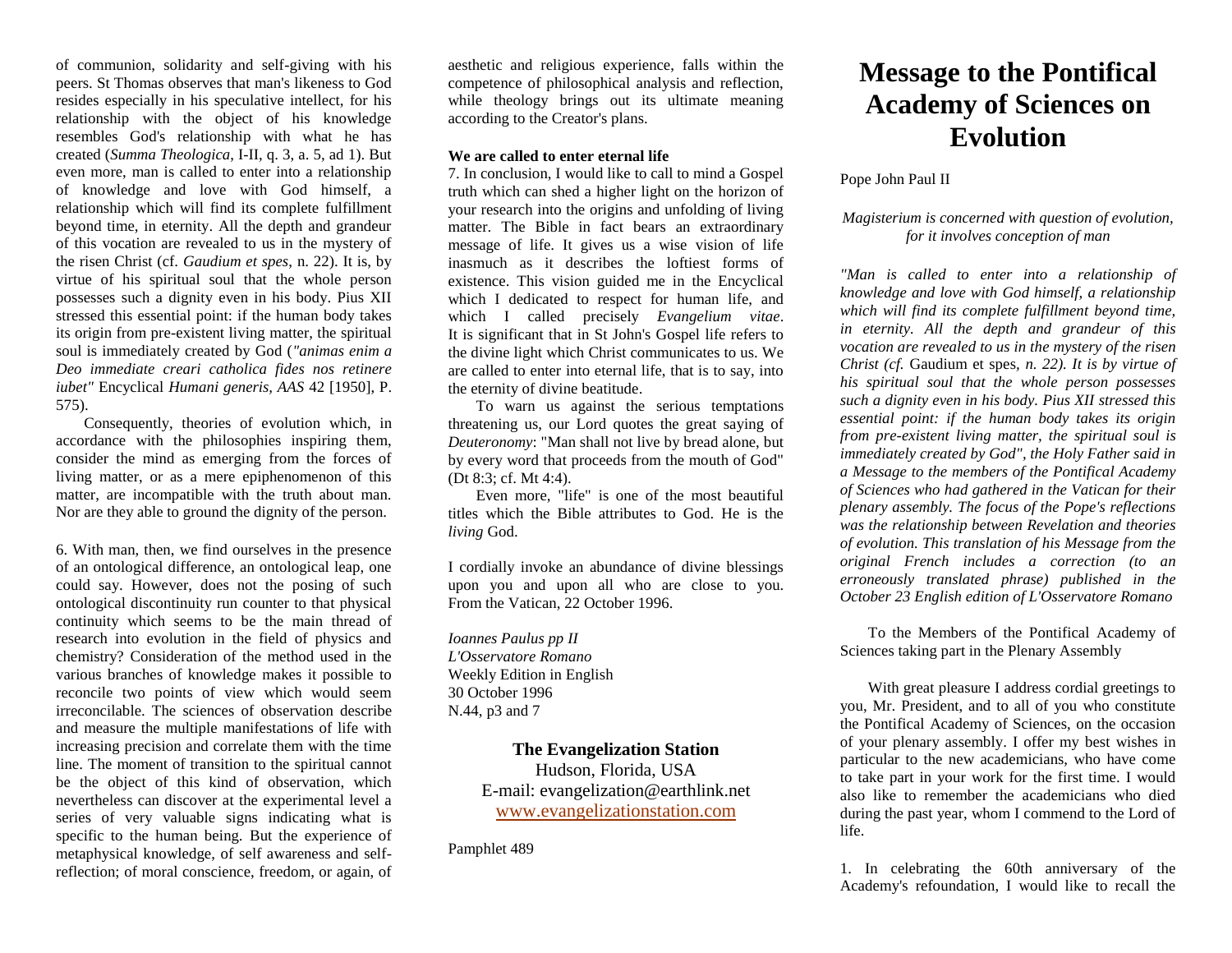of communion, solidarity and self-giving with his peers. St Thomas observes that man's likeness to God resides especially in his speculative intellect, for his relationship with the object of his knowledge resembles God's relationship with what he has created (*Summa Theologica*, I-II, q. 3, a. 5, ad 1). But even more, man is called to enter into a relationship of knowledge and love with God himself, a relationship which will find its complete fulfillment beyond time, in eternity. All the depth and grandeur of this vocation are revealed to us in the mystery of the risen Christ (cf. *Gaudium et spes*, n. 22). It is, by virtue of his spiritual soul that the whole person possesses such a dignity even in his body. Pius XII stressed this essential point: if the human body takes its origin from pre-existent living matter, the spiritual soul is immediately created by God (*"animas enim a Deo immediate creari catholica fides nos retinere iubet"* Encyclical *Humani generis, AAS* 42 [1950], P. 575).

Consequently, theories of evolution which, in accordance with the philosophies inspiring them, consider the mind as emerging from the forces of living matter, or as a mere epiphenomenon of this matter, are incompatible with the truth about man. Nor are they able to ground the dignity of the person.

6. With man, then, we find ourselves in the presence of an ontological difference, an ontological leap, one could say. However, does not the posing of such ontological discontinuity run counter to that physical continuity which seems to be the main thread of research into evolution in the field of physics and chemistry? Consideration of the method used in the various branches of knowledge makes it possible to reconcile two points of view which would seem irreconcilable. The sciences of observation describe and measure the multiple manifestations of life with increasing precision and correlate them with the time line. The moment of transition to the spiritual cannot be the object of this kind of observation, which nevertheless can discover at the experimental level a series of very valuable signs indicating what is specific to the human being. But the experience of metaphysical knowledge, of self awareness and self-reflection; of moral conscience, freedom, or again, of aesthetic and religious experience, falls within the competence of philosophical analysis and reflection, while theology brings out its ultimate meaning according to the Creator's plans.

**We are called to enter eternal life**

7. In conclusion, I would like to call to mind a Gospel truth which can shed a higher light on the horizon of your research into the origins and unfolding of living matter. The Bible in fact bears an extraordinary message of life. It gives us a wise vision of life inasmuch as it describes the loftiest forms of existence. This vision guided me in the Encyclical which I dedicated to respect for human life, and which I called precisely *Evangelium vitae*. It is significant that in St John's Gospel life refers to the divine light which Christ communicates to us. We are called to enter into eternal life, that is to say, into the eternity of divine beatitude.

To warn us against the serious temptations threatening us, our Lord quotes the great saying of *Deuteronomy*: "Man shall not live by bread alone, but by every word that proceeds from the mouth of God" (Dt 8:3; cf. Mt 4:4).

Even more, "life" is one of the most beautiful titles which the Bible attributes to God. He is the *living* God.

I cordially invoke an abundance of divine blessings upon you and upon all who are close to you. From the Vatican, 22 October 1996.

*Ioannes Paulus pp II*
*L'Osservatore Romano*
Weekly Edition in English
30 October 1996
N.44, p3 and 7

**The Evangelization Station**
Hudson, Florida, USA
E-mail: evangelization@earthlink.net
www.evangelizationstation.com

Pamphlet 489

# Message to the Pontifical Academy of Sciences on Evolution

Pope John Paul II

*Magisterium is concerned with question of evolution, for it involves conception of man*

*"Man is called to enter into a relationship of knowledge and love with God himself, a relationship which will find its complete fulfillment beyond time, in eternity. All the depth and grandeur of this vocation are revealed to us in the mystery of the risen Christ (cf.* Gaudium et spes, *n. 22). It is by virtue of his spiritual soul that the whole person possesses such a dignity even in his body. Pius XII stressed this essential point: if the human body takes its origin from pre-existent living matter, the spiritual soul is immediately created by God", the Holy Father said in a Message to the members of the Pontifical Academy of Sciences who had gathered in the Vatican for their plenary assembly. The focus of the Pope's reflections was the relationship between Revelation and theories of evolution. This translation of his Message from the original French includes a correction (to an erroneously translated phrase) published in the October 23 English edition of L'Osservatore Romano*

To the Members of the Pontifical Academy of Sciences taking part in the Plenary Assembly

With great pleasure I address cordial greetings to you, Mr. President, and to all of you who constitute the Pontifical Academy of Sciences, on the occasion of your plenary assembly. I offer my best wishes in particular to the new academicians, who have come to take part in your work for the first time. I would also like to remember the academicians who died during the past year, whom I commend to the Lord of life.

1. In celebrating the 60th anniversary of the Academy's refoundation, I would like to recall the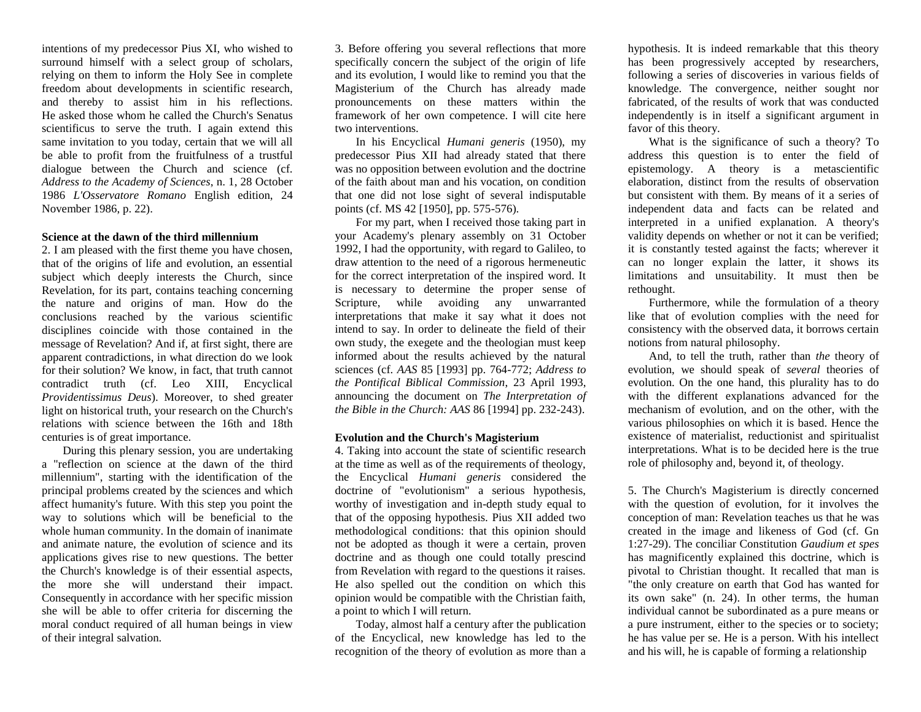intentions of my predecessor Pius XI, who wished to surround himself with a select group of scholars, relying on them to inform the Holy See in complete freedom about developments in scientific research, and thereby to assist him in his reflections. He asked those whom he called the Church's Senatus scientificus to serve the truth. I again extend this same invitation to you today, certain that we will all be able to profit from the fruitfulness of a trustful dialogue between the Church and science (cf. *Address to the Academy of Sciences*, n. 1, 28 October 1986 *L'Osservatore Romano* English edition, 24 November 1986, p. 22).

**Science at the dawn of the third millennium**

2. I am pleased with the first theme you have chosen, that of the origins of life and evolution, an essential subject which deeply interests the Church, since Revelation, for its part, contains teaching concerning the nature and origins of man. How do the conclusions reached by the various scientific disciplines coincide with those contained in the message of Revelation? And if, at first sight, there are apparent contradictions, in what direction do we look for their solution? We know, in fact, that truth cannot contradict truth (cf. Leo XIII, Encyclical *Providentissimus Deus*). Moreover, to shed greater light on historical truth, your research on the Church's relations with science between the 16th and 18th centuries is of great importance.

During this plenary session, you are undertaking a "reflection on science at the dawn of the third millennium", starting with the identification of the principal problems created by the sciences and which affect humanity's future. With this step you point the way to solutions which will be beneficial to the whole human community. In the domain of inanimate and animate nature, the evolution of science and its applications gives rise to new questions. The better the Church's knowledge is of their essential aspects, the more she will understand their impact. Consequently in accordance with her specific mission she will be able to offer criteria for discerning the moral conduct required of all human beings in view of their integral salvation.

3. Before offering you several reflections that more specifically concern the subject of the origin of life and its evolution, I would like to remind you that the Magisterium of the Church has already made pronouncements on these matters within the framework of her own competence. I will cite here two interventions.

In his Encyclical *Humani generis* (1950), my predecessor Pius XII had already stated that there was no opposition between evolution and the doctrine of the faith about man and his vocation, on condition that one did not lose sight of several indisputable points (cf. MS 42 [1950], pp. 575-576).

For my part, when I received those taking part in your Academy's plenary assembly on 31 October 1992, I had the opportunity, with regard to Galileo, to draw attention to the need of a rigorous hermeneutic for the correct interpretation of the inspired word. It is necessary to determine the proper sense of Scripture, while avoiding any unwarranted interpretations that make it say what it does not intend to say. In order to delineate the field of their own study, the exegete and the theologian must keep informed about the results achieved by the natural sciences (cf. *AAS* 85 [1993] pp. 764-772; *Address to the Pontifical Biblical Commission*, 23 April 1993, announcing the document on *The Interpretation of the Bible in the Church: AAS* 86 [1994] pp. 232-243).

**Evolution and the Church's Magisterium**

4. Taking into account the state of scientific research at the time as well as of the requirements of theology, the Encyclical *Humani generis* considered the doctrine of "evolutionism" a serious hypothesis, worthy of investigation and in-depth study equal to that of the opposing hypothesis. Pius XII added two methodological conditions: that this opinion should not be adopted as though it were a certain, proven doctrine and as though one could totally prescind from Revelation with regard to the questions it raises. He also spelled out the condition on which this opinion would be compatible with the Christian faith, a point to which I will return.

Today, almost half a century after the publication of the Encyclical, new knowledge has led to the recognition of the theory of evolution as more than a hypothesis. It is indeed remarkable that this theory has been progressively accepted by researchers, following a series of discoveries in various fields of knowledge. The convergence, neither sought nor fabricated, of the results of work that was conducted independently is in itself a significant argument in favor of this theory.

What is the significance of such a theory? To address this question is to enter the field of epistemology. A theory is a metascientific elaboration, distinct from the results of observation but consistent with them. By means of it a series of independent data and facts can be related and interpreted in a unified explanation. A theory's validity depends on whether or not it can be verified; it is constantly tested against the facts; wherever it can no longer explain the latter, it shows its limitations and unsuitability. It must then be rethought.

Furthermore, while the formulation of a theory like that of evolution complies with the need for consistency with the observed data, it borrows certain notions from natural philosophy.

And, to tell the truth, rather than *the* theory of evolution, we should speak of *several* theories of evolution. On the one hand, this plurality has to do with the different explanations advanced for the mechanism of evolution, and on the other, with the various philosophies on which it is based. Hence the existence of materialist, reductionist and spiritualist interpretations. What is to be decided here is the true role of philosophy and, beyond it, of theology.

5. The Church's Magisterium is directly concerned with the question of evolution, for it involves the conception of man: Revelation teaches us that he was created in the image and likeness of God (cf. Gn 1:27-29). The conciliar Constitution *Gaudium et spes* has magnificently explained this doctrine, which is pivotal to Christian thought. It recalled that man is "the only creature on earth that God has wanted for its own sake" (n. 24). In other terms, the human individual cannot be subordinated as a pure means or a pure instrument, either to the species or to society; he has value per se. He is a person. With his intellect and his will, he is capable of forming a relationship